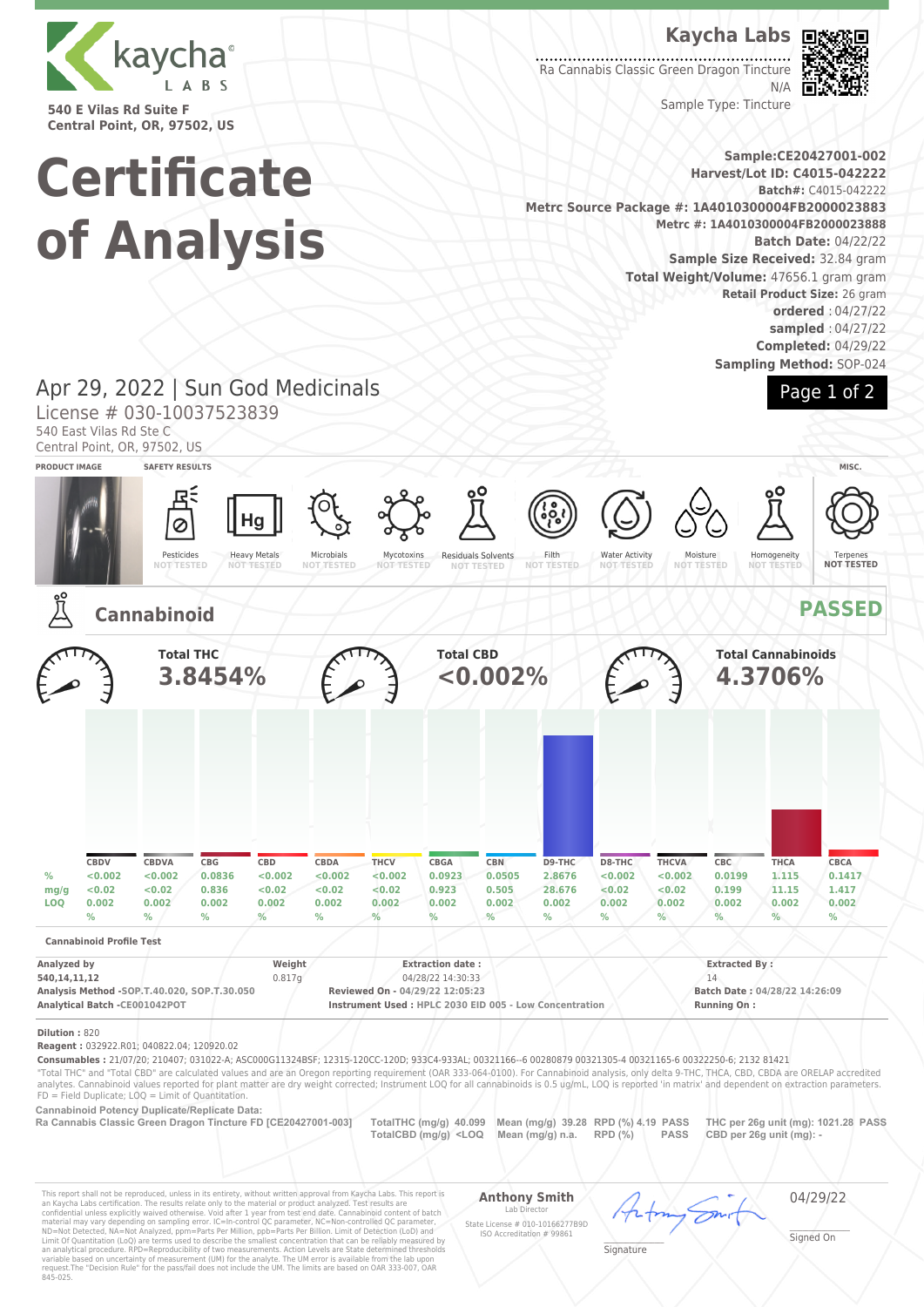kaycha LABS

540 E Vilas Rd Suite F
Central Point, OR, 97502, US

# Certificate of Analysis

**Kaycha Labs**

Ra Cannabis Classic Green Dragon Tincture
N/A
Sample Type: Tincture

**Sample:CE20427001-002**
**Harvest/Lot ID: C4015-042222**
**Batch#:** C4015-042222
**Metrc Source Package #: 1A4010300004FB2000023883**
**Metrc #: 1A4010300004FB2000023888**
**Batch Date:** 04/22/22
**Sample Size Received:** 32.84 gram
**Total Weight/Volume:** 47656.1 gram gram
**Retail Product Size:** 26 gram
**ordered** : 04/27/22
**sampled** : 04/27/22
**Completed:** 04/29/22
**Sampling Method:** SOP-024

## Apr 29, 2022 | Sun God Medicinals

License # 030-10037523839
540 East Vilas Rd Ste C
Central Point, OR, 97502, US

**PRODUCT IMAGE** | **SAFETY RESULTS** | **MISC.**

| Pesticides | Heavy Metals | Microbials | Mycotoxins | Residuals Solvents | Filth | Water Activity | Moisture | Homogeneity | Terpenes |
|---|---|---|---|---|---|---|---|---|---|
| NOT TESTED | NOT TESTED | NOT TESTED | NOT TESTED | NOT TESTED | NOT TESTED | NOT TESTED | NOT TESTED | NOT TESTED | NOT TESTED |

## Cannabinoid — PASSED

**Total THC** 3.8454%  **Total CBD** <0.002%  **Total Cannabinoids** 4.3706%

| | CBDV | CBDVA | CBG | CBD | CBDA | THCV | CBGA | CBN | D9-THC | D8-THC | THCVA | CBC | THCA | CBCA |
|---|---|---|---|---|---|---|---|---|---|---|---|---|---|---|
| % | <0.002 | <0.002 | 0.0836 | <0.002 | <0.002 | <0.002 | 0.0923 | 0.0505 | 2.8676 | <0.002 | <0.002 | 0.0199 | 1.115 | 0.1417 |
| mg/g | <0.02 | <0.02 | 0.836 | <0.02 | <0.02 | <0.02 | 0.923 | 0.505 | 28.676 | <0.02 | <0.02 | 0.199 | 11.15 | 1.417 |
| LOQ | 0.002 | 0.002 | 0.002 | 0.002 | 0.002 | 0.002 | 0.002 | 0.002 | 0.002 | 0.002 | 0.002 | 0.002 | 0.002 | 0.002 |
| | % | % | % | % | % | % | % | % | % | % | % | % | % | % |

**Cannabinoid Profile Test**

| Analyzed by | Weight | Extraction date : | Extracted By : |
|---|---|---|---|
| 540,14,11,12 | 0.817g | 04/28/22 14:30:33 | 14 |
| Analysis Method -SOP.T.40.020, SOP.T.30.050 | | Reviewed On - 04/29/22 12:05:23 | Batch Date : 04/28/22 14:26:09 |
| Analytical Batch -CE001042POT | | Instrument Used : HPLC 2030 EID 005 - Low Concentration | Running On : |

**Dilution :** 820
**Reagent :** 032922.R01; 040822.04; 120920.02
**Consumables :** 21/07/20; 210407; 031022-A; ASC000G11324BSF; 12315-120CC-120D; 933C4-933AL; 00321166--6 00280879 00321305-4 00321165-6 00322250-6; 2132 81421

"Total THC" and "Total CBD" are calculated values and are an Oregon reporting requirement (OAR 333-064-0100). For Cannabinoid analysis, only delta 9-THC, THCA, CBD, CBDA are ORELAP accredited analytes. Cannabinoid values reported for plant matter are dry weight corrected; Instrument LOQ for all cannabinoids is 0.5 ug/mL, LOQ is reported 'in matrix' and dependent on extraction parameters. FD = Field Duplicate; LOQ = Limit of Quantitation.

**Cannabinoid Potency Duplicate/Replicate Data:**

| Ra Cannabis Classic Green Dragon Tincture FD [CE20427001-003] | TotalTHC (mg/g) 40.099 | Mean (mg/g) 39.28 | RPD (%) 4.19 | PASS | THC per 26g unit (mg): 1021.28 | PASS |
|---|---|---|---|---|---|---|
| | TotalCBD (mg/g) <LOQ | Mean (mg/g) n.a. | RPD (%) | PASS | CBD per 26g unit (mg): - | |

This report shall not be reproduced, in its entirety, without written approval from Kaycha Labs. This report is an Kaycha Labs certification. The results relate only to the material or product analyzed. Test results are confidential unless explicitly waived otherwise. Void after 1 year from test end date. Cannabinoid content of batch material may vary depending on sampling error. IC=In-control QC parameter, NC=Non-controlled QC parameter, ND=Not Detected, NA=Not Analyzed, ppm=Parts Per Million, ppb=Parts Per Billion. Limit of Detection (LoD) and Limit Of Quantitation (LoQ) are terms used to describe the smallest concentration that can be reliably measured by an analytical procedure. RPD=Reproducibility of two measurements. Action Levels are State determined thresholds variable based on uncertainty of measurement (UM) for the analyte. The UM error is available from the lab upon request.The "Decision Rule" for the pass/fail does not include the UM. The limits are based on OAR 333-007, OAR 845-025.

**Anthony Smith**
Lab Director
State License # 010-10166277B9D
ISO Accreditation # 99861

Signature

04/29/22
Signed On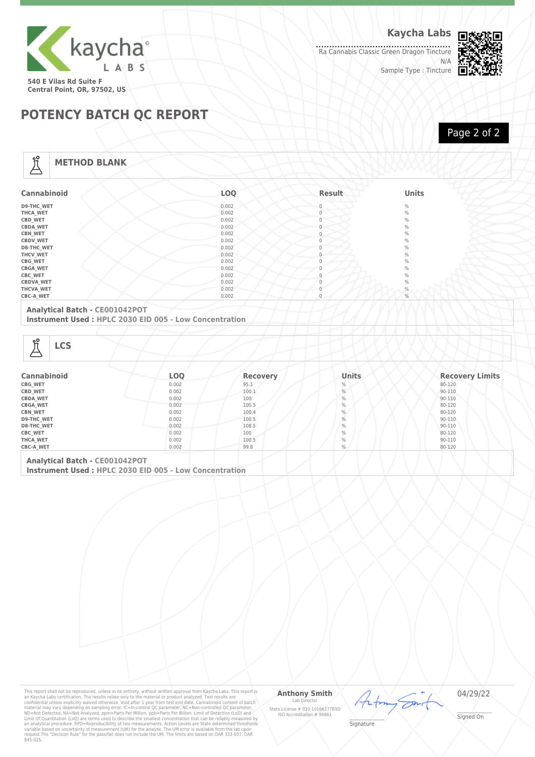**Kaycha Labs**

Ra Cannabis Classic Green Dragon Tincture
N/A
Sample Type : Tincture

540 E Vilas Rd Suite F
Central Point, OR, 97502, US

# POTENCY BATCH QC REPORT

## METHOD BLANK

| Cannabinoid | LOQ | Result | Units |
|---|---|---|---|
| D9-THC_WET | 0.002 | 0 | % |
| THCA_WET | 0.002 | 0 | % |
| CBD_WET | 0.002 | 0 | % |
| CBDA_WET | 0.002 | 0 | % |
| CBN_WET | 0.002 | 0 | % |
| CBDV_WET | 0.002 | 0 | % |
| D8-THC_WET | 0.002 | 0 | % |
| THCV_WET | 0.002 | 0 | % |
| CBG_WET | 0.002 | 0 | % |
| CBGA_WET | 0.002 | 0 | % |
| CBC_WET | 0.002 | 0 | % |
| CBDVA_WET | 0.002 | 0 | % |
| THCVA_WET | 0.002 | 0 | % |
| CBC-A_WET | 0.002 | 0 | % |

**Analytical Batch - CE001042POT**
**Instrument Used : HPLC 2030 EID 005 - Low Concentration**

## LCS

| Cannabinoid | LOQ | Recovery | Units | Recovery Limits |
|---|---|---|---|---|
| CBG_WET | 0.002 | 95.1 | % | 80-120 |
| CBD_WET | 0.002 | 100.1 | % | 90-110 |
| CBDA_WET | 0.002 | 100 | % | 90-110 |
| CBGA_WET | 0.002 | 100.5 | % | 80-120 |
| CBN_WET | 0.002 | 100.4 | % | 80-120 |
| D9-THC_WET | 0.002 | 100.5 | % | 90-110 |
| D8-THC_WET | 0.002 | 108.5 | % | 90-110 |
| CBC_WET | 0.002 | 100 | % | 80-120 |
| THCA_WET | 0.002 | 100.5 | % | 90-110 |
| CBC-A_WET | 0.002 | 99.8 | % | 80-120 |

**Analytical Batch - CE001042POT**
**Instrument Used : HPLC 2030 EID 005 - Low Concentration**

This report shall not be reproduced, unless in its entirety, without written approval from Kaycha Labs. This report is an Kaycha Labs certification. The results relate only to the material or product analyzed. Test results are confidential unless explicitly waived otherwise. Void after 1 year from test end date. Cannabinoid content of batch material may vary depending on sampling error. IC=In-control QC parameter, NC=Non-controlled QC parameter, ND=Not Detected, NA=Not Analyzed, ppm=Parts Per Million, ppb=Parts Per Billion. Limit of Detection (LoD) and Limit Of Quantitation (LoQ) are terms used to describe the smallest concentration that can be reliably measured by an analytical procedure. RPD=Reproducibility of two measurements. Action Levels are State determined thresholds variable based on uncertainty of measurement (UM) for the analyte. The UM error is available from the lab upon request.The "Decision Rule" for the pass/fail does not include the UM. The limits are based on OAR 333-007, OAR 845-025.

**Anthony Smith**
Lab Director
State License # 010-10166277B9D
ISO Accreditation # 99861

Signature

04/29/22
Signed On